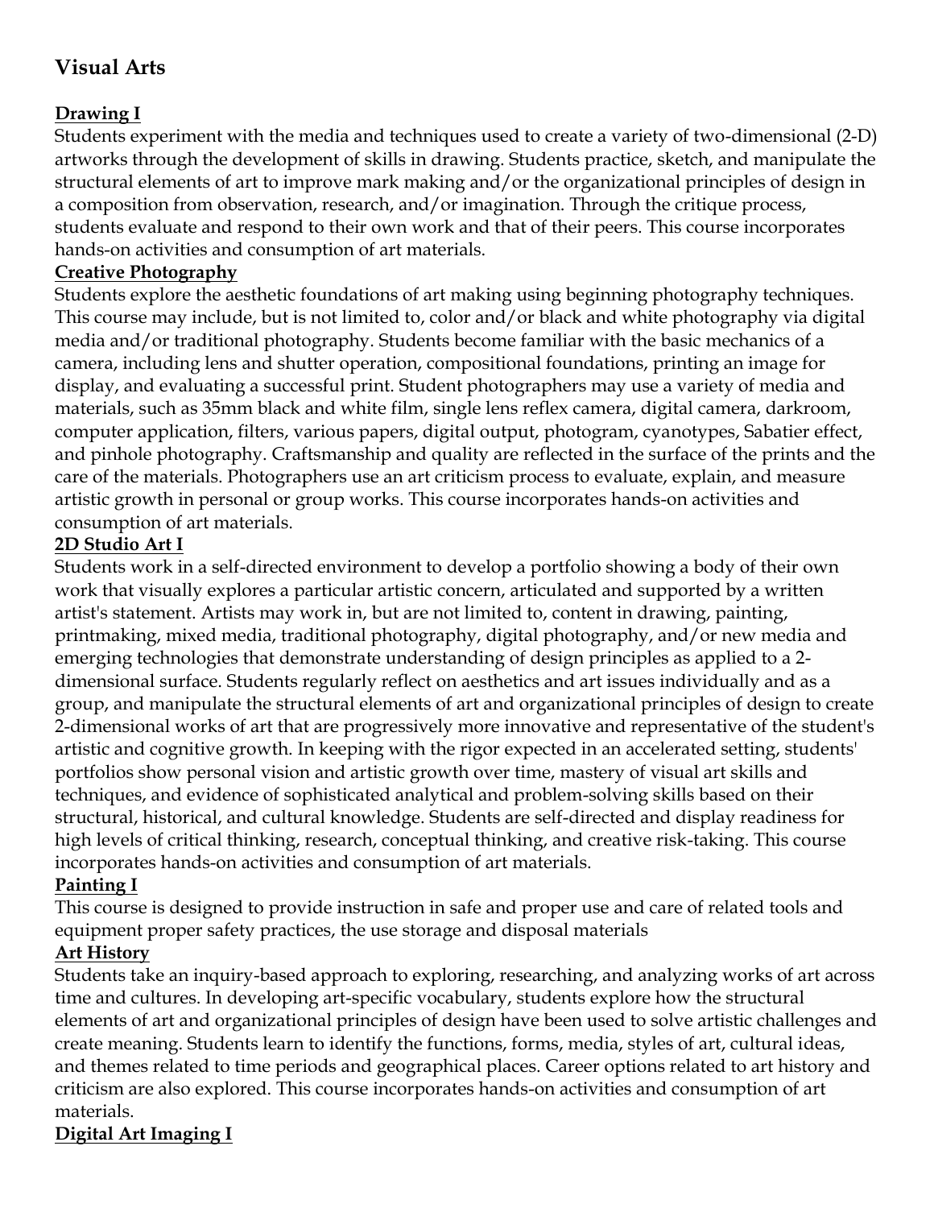# Visual Arts

## Drawing I

Students experiment with the media and techniques used to create a variety of two-dimensional (2-D) artworks through the development of skills in drawing. Students practice, sketch, and manipulate the structural elements of art to improve mark making and/or the organizational principles of design in a composition from observation, research, and/or imagination. Through the critique process, students evaluate and respond to their own work and that of their peers. This course incorporates hands-on activities and consumption of art materials.

## Creative Photography

Students explore the aesthetic foundations of art making using beginning photography techniques. This course may include, but is not limited to, color and/or black and white photography via digital media and/or traditional photography. Students become familiar with the basic mechanics of a camera, including lens and shutter operation, compositional foundations, printing an image for display, and evaluating a successful print. Student photographers may use a variety of media and materials, such as 35mm black and white film, single lens reflex camera, digital camera, darkroom, computer application, filters, various papers, digital output, photogram, cyanotypes, Sabatier effect, and pinhole photography. Craftsmanship and quality are reflected in the surface of the prints and the care of the materials. Photographers use an art criticism process to evaluate, explain, and measure artistic growth in personal or group works. This course incorporates hands-on activities and consumption of art materials.

## 2D Studio Art I

Students work in a self-directed environment to develop a portfolio showing a body of their own work that visually explores a particular artistic concern, articulated and supported by a written artist's statement. Artists may work in, but are not limited to, content in drawing, painting, printmaking, mixed media, traditional photography, digital photography, and/or new media and emerging technologies that demonstrate understanding of design principles as applied to a 2-dimensional surface. Students regularly reflect on aesthetics and art issues individually and as a group, and manipulate the structural elements of art and organizational principles of design to create 2-dimensional works of art that are progressively more innovative and representative of the student's artistic and cognitive growth. In keeping with the rigor expected in an accelerated setting, students' portfolios show personal vision and artistic growth over time, mastery of visual art skills and techniques, and evidence of sophisticated analytical and problem-solving skills based on their structural, historical, and cultural knowledge. Students are self-directed and display readiness for high levels of critical thinking, research, conceptual thinking, and creative risk-taking. This course incorporates hands-on activities and consumption of art materials.

## Painting I

This course is designed to provide instruction in safe and proper use and care of related tools and equipment proper safety practices, the use storage and disposal materials

## Art History

Students take an inquiry-based approach to exploring, researching, and analyzing works of art across time and cultures. In developing art-specific vocabulary, students explore how the structural elements of art and organizational principles of design have been used to solve artistic challenges and create meaning. Students learn to identify the functions, forms, media, styles of art, cultural ideas, and themes related to time periods and geographical places. Career options related to art history and criticism are also explored. This course incorporates hands-on activities and consumption of art materials.

## Digital Art Imaging I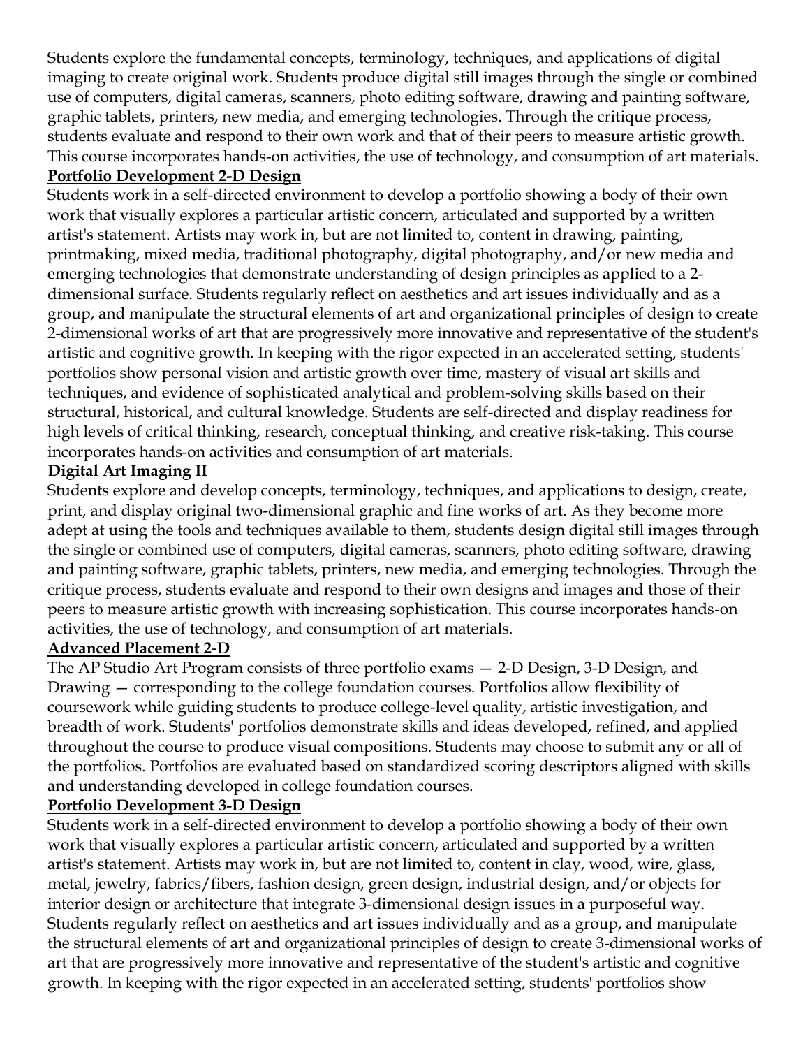Students explore the fundamental concepts, terminology, techniques, and applications of digital imaging to create original work. Students produce digital still images through the single or combined use of computers, digital cameras, scanners, photo editing software, drawing and painting software, graphic tablets, printers, new media, and emerging technologies. Through the critique process, students evaluate and respond to their own work and that of their peers to measure artistic growth. This course incorporates hands-on activities, the use of technology, and consumption of art materials.

**Portfolio Development 2-D Design**

Students work in a self-directed environment to develop a portfolio showing a body of their own work that visually explores a particular artistic concern, articulated and supported by a written artist's statement. Artists may work in, but are not limited to, content in drawing, painting, printmaking, mixed media, traditional photography, digital photography, and/or new media and emerging technologies that demonstrate understanding of design principles as applied to a 2-dimensional surface. Students regularly reflect on aesthetics and art issues individually and as a group, and manipulate the structural elements of art and organizational principles of design to create 2-dimensional works of art that are progressively more innovative and representative of the student's artistic and cognitive growth. In keeping with the rigor expected in an accelerated setting, students' portfolios show personal vision and artistic growth over time, mastery of visual art skills and techniques, and evidence of sophisticated analytical and problem-solving skills based on their structural, historical, and cultural knowledge. Students are self-directed and display readiness for high levels of critical thinking, research, conceptual thinking, and creative risk-taking. This course incorporates hands-on activities and consumption of art materials.

**Digital Art Imaging II**

Students explore and develop concepts, terminology, techniques, and applications to design, create, print, and display original two-dimensional graphic and fine works of art. As they become more adept at using the tools and techniques available to them, students design digital still images through the single or combined use of computers, digital cameras, scanners, photo editing software, drawing and painting software, graphic tablets, printers, new media, and emerging technologies. Through the critique process, students evaluate and respond to their own designs and images and those of their peers to measure artistic growth with increasing sophistication. This course incorporates hands-on activities, the use of technology, and consumption of art materials.

**Advanced Placement 2-D**

The AP Studio Art Program consists of three portfolio exams — 2-D Design, 3-D Design, and Drawing — corresponding to the college foundation courses. Portfolios allow flexibility of coursework while guiding students to produce college-level quality, artistic investigation, and breadth of work. Students' portfolios demonstrate skills and ideas developed, refined, and applied throughout the course to produce visual compositions. Students may choose to submit any or all of the portfolios. Portfolios are evaluated based on standardized scoring descriptors aligned with skills and understanding developed in college foundation courses.

**Portfolio Development 3-D Design**

Students work in a self-directed environment to develop a portfolio showing a body of their own work that visually explores a particular artistic concern, articulated and supported by a written artist's statement. Artists may work in, but are not limited to, content in clay, wood, wire, glass, metal, jewelry, fabrics/fibers, fashion design, green design, industrial design, and/or objects for interior design or architecture that integrate 3-dimensional design issues in a purposeful way. Students regularly reflect on aesthetics and art issues individually and as a group, and manipulate the structural elements of art and organizational principles of design to create 3-dimensional works of art that are progressively more innovative and representative of the student's artistic and cognitive growth. In keeping with the rigor expected in an accelerated setting, students' portfolios show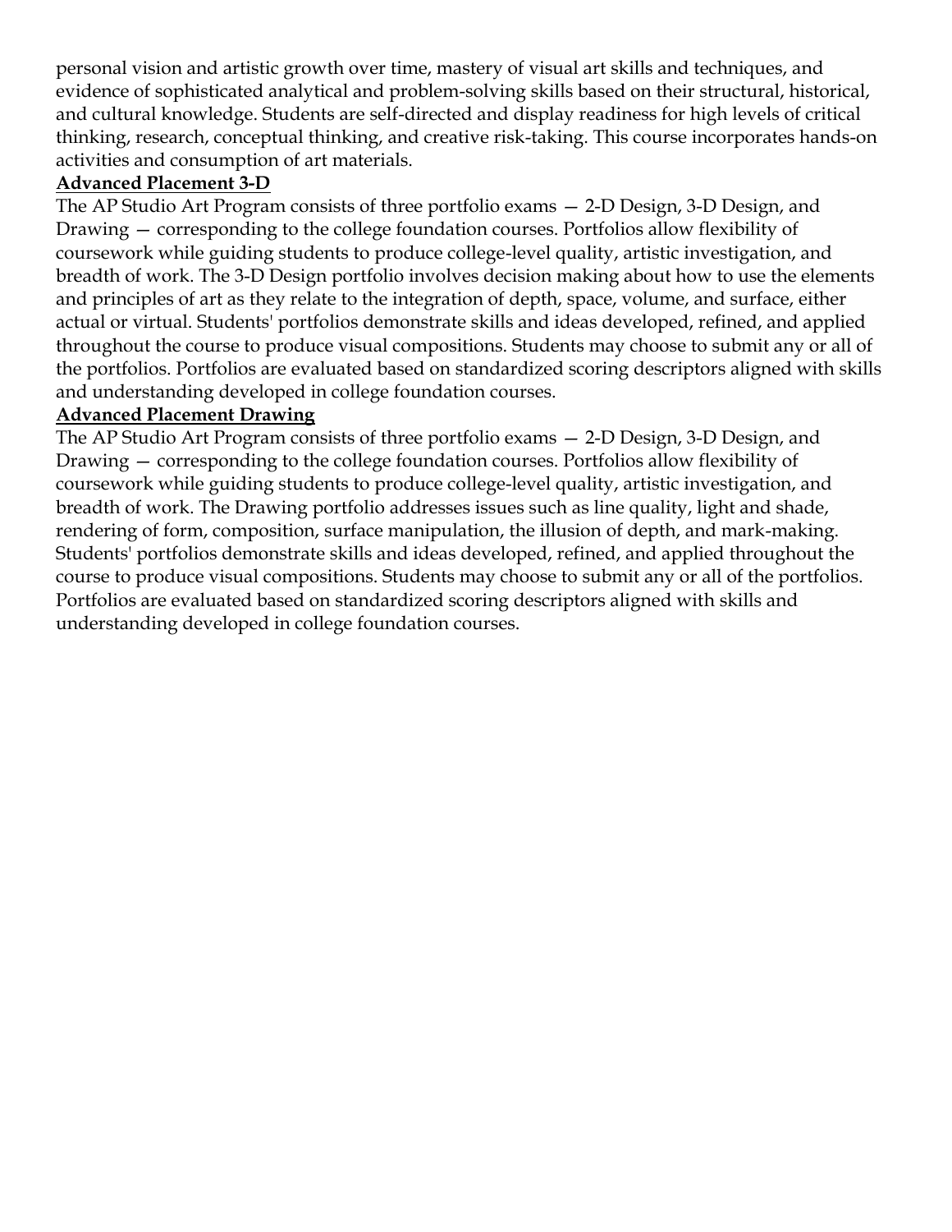personal vision and artistic growth over time, mastery of visual art skills and techniques, and evidence of sophisticated analytical and problem-solving skills based on their structural, historical, and cultural knowledge. Students are self-directed and display readiness for high levels of critical thinking, research, conceptual thinking, and creative risk-taking. This course incorporates hands-on activities and consumption of art materials.

**Advanced Placement 3-D**

The AP Studio Art Program consists of three portfolio exams — 2-D Design, 3-D Design, and Drawing — corresponding to the college foundation courses. Portfolios allow flexibility of coursework while guiding students to produce college-level quality, artistic investigation, and breadth of work. The 3-D Design portfolio involves decision making about how to use the elements and principles of art as they relate to the integration of depth, space, volume, and surface, either actual or virtual. Students' portfolios demonstrate skills and ideas developed, refined, and applied throughout the course to produce visual compositions. Students may choose to submit any or all of the portfolios. Portfolios are evaluated based on standardized scoring descriptors aligned with skills and understanding developed in college foundation courses.

**Advanced Placement Drawing**

The AP Studio Art Program consists of three portfolio exams — 2-D Design, 3-D Design, and Drawing — corresponding to the college foundation courses. Portfolios allow flexibility of coursework while guiding students to produce college-level quality, artistic investigation, and breadth of work. The Drawing portfolio addresses issues such as line quality, light and shade, rendering of form, composition, surface manipulation, the illusion of depth, and mark-making. Students' portfolios demonstrate skills and ideas developed, refined, and applied throughout the course to produce visual compositions. Students may choose to submit any or all of the portfolios. Portfolios are evaluated based on standardized scoring descriptors aligned with skills and understanding developed in college foundation courses.